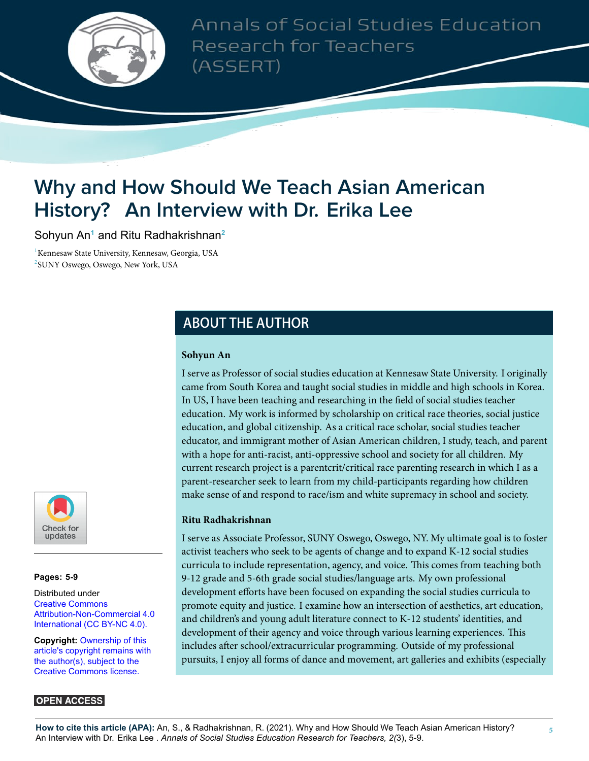# Why and How Should We Teach Asian American History? An Interview with Dr. Erika Lee

Sohyun An[1] and Ritu Radhakrishnan[2]

[1]Kennesaw State University, Kennesaw, Georgia, USA
[2]SUNY Oswego, Oswego, New York, USA

## ABOUT THE AUTHOR

**Sohyun An**

I serve as Professor of social studies education at Kennesaw State University. I originally came from South Korea and taught social studies in middle and high schools in Korea. In US, I have been teaching and researching in the field of social studies teacher education. My work is informed by scholarship on critical race theories, social justice education, and global citizenship. As a critical race scholar, social studies teacher educator, and immigrant mother of Asian American children, I study, teach, and parent with a hope for anti-racist, anti-oppressive school and society for all children. My current research project is a parentcrit/critical race parenting research in which I as a parent-researcher seek to learn from my child-participants regarding how children make sense of and respond to race/ism and white supremacy in school and society.

**Ritu Radhakrishnan**

I serve as Associate Professor, SUNY Oswego, Oswego, NY. My ultimate goal is to foster activist teachers who seek to be agents of change and to expand K-12 social studies curricula to include representation, agency, and voice. This comes from teaching both 9-12 grade and 5-6th grade social studies/language arts. My own professional development efforts have been focused on expanding the social studies curricula to promote equity and justice. I examine how an intersection of aesthetics, art education, and children's and young adult literature connect to K-12 students' identities, and development of their agency and voice through various learning experiences. This includes after school/extracurricular programming. Outside of my professional pursuits, I enjoy all forms of dance and movement, art galleries and exhibits (especially

Check for updates

**Pages: 5-9**

Distributed under Creative Commons Attribution-Non-Commercial 4.0 International (CC BY-NC 4.0).

**Copyright:** Ownership of this article's copyright remains with the author(s), subject to the Creative Commons license.

**OPEN ACCESS**

**How to cite this article (APA):** An, S., & Radhakrishnan, R. (2021). Why and How Should We Teach Asian American History? An Interview with Dr. Erika Lee . *Annals of Social Studies Education Research for Teachers, 2(*3), 5-9.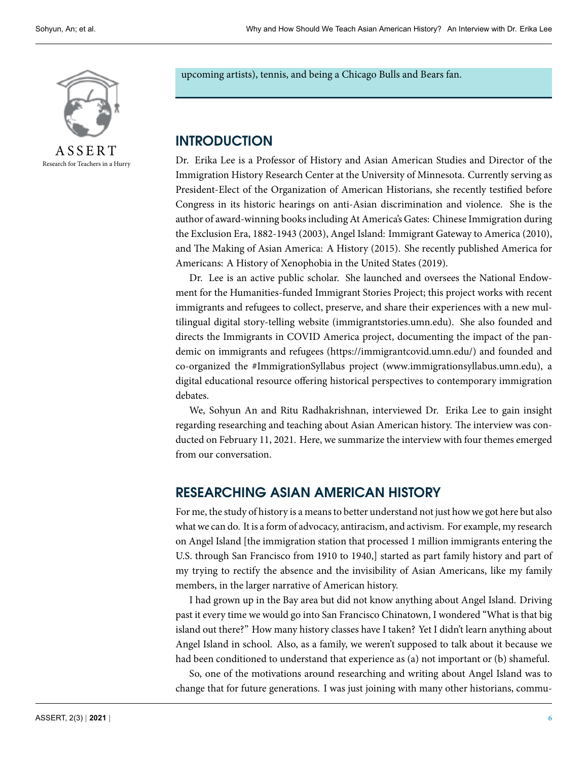upcoming artists), tennis, and being a Chicago Bulls and Bears fan.

## INTRODUCTION

Dr. Erika Lee is a Professor of History and Asian American Studies and Director of the Immigration History Research Center at the University of Minnesota. Currently serving as President-Elect of the Organization of American Historians, she recently testified before Congress in its historic hearings on anti-Asian discrimination and violence. She is the author of award-winning books including At America's Gates: Chinese Immigration during the Exclusion Era, 1882-1943 (2003), Angel Island: Immigrant Gateway to America (2010), and The Making of Asian America: A History (2015). She recently published America for Americans: A History of Xenophobia in the United States (2019).

Dr. Lee is an active public scholar. She launched and oversees the National Endowment for the Humanities-funded Immigrant Stories Project; this project works with recent immigrants and refugees to collect, preserve, and share their experiences with a new multilingual digital story-telling website (immigrantstories.umn.edu). She also founded and directs the Immigrants in COVID America project, documenting the impact of the pandemic on immigrants and refugees (https://immigrantcovid.umn.edu/) and founded and co-organized the #ImmigrationSyllabus project (www.immigrationsyllabus.umn.edu), a digital educational resource offering historical perspectives to contemporary immigration debates.

We, Sohyun An and Ritu Radhakrishnan, interviewed Dr. Erika Lee to gain insight regarding researching and teaching about Asian American history. The interview was conducted on February 11, 2021. Here, we summarize the interview with four themes emerged from our conversation.

## RESEARCHING ASIAN AMERICAN HISTORY

For me, the study of history is a means to better understand not just how we got here but also what we can do. It is a form of advocacy, antiracism, and activism. For example, my research on Angel Island [the immigration station that processed 1 million immigrants entering the U.S. through San Francisco from 1910 to 1940,] started as part family history and part of my trying to rectify the absence and the invisibility of Asian Americans, like my family members, in the larger narrative of American history.

I had grown up in the Bay area but did not know anything about Angel Island. Driving past it every time we would go into San Francisco Chinatown, I wondered "What is that big island out there?" How many history classes have I taken? Yet I didn't learn anything about Angel Island in school. Also, as a family, we weren't supposed to talk about it because we had been conditioned to understand that experience as (a) not important or (b) shameful.

So, one of the motivations around researching and writing about Angel Island was to change that for future generations. I was just joining with many other historians, commu-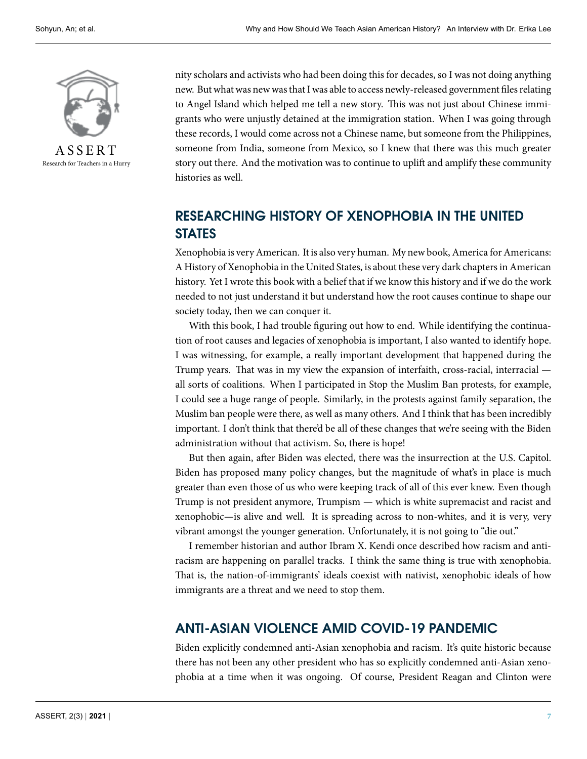nity scholars and activists who had been doing this for decades, so I was not doing anything new. But what was new was that I was able to access newly-released government files relating to Angel Island which helped me tell a new story. This was not just about Chinese immigrants who were unjustly detained at the immigration station. When I was going through these records, I would come across not a Chinese name, but someone from the Philippines, someone from India, someone from Mexico, so I knew that there was this much greater story out there. And the motivation was to continue to uplift and amplify these community histories as well.

## RESEARCHING HISTORY OF XENOPHOBIA IN THE UNITED STATES

Xenophobia is very American. It is also very human. My new book, America for Americans: A History of Xenophobia in the United States, is about these very dark chapters in American history. Yet I wrote this book with a belief that if we know this history and if we do the work needed to not just understand it but understand how the root causes continue to shape our society today, then we can conquer it.

With this book, I had trouble figuring out how to end. While identifying the continuation of root causes and legacies of xenophobia is important, I also wanted to identify hope. I was witnessing, for example, a really important development that happened during the Trump years. That was in my view the expansion of interfaith, cross-racial, interracial — all sorts of coalitions. When I participated in Stop the Muslim Ban protests, for example, I could see a huge range of people. Similarly, in the protests against family separation, the Muslim ban people were there, as well as many others. And I think that has been incredibly important. I don't think that there'd be all of these changes that we're seeing with the Biden administration without that activism. So, there is hope!

But then again, after Biden was elected, there was the insurrection at the U.S. Capitol. Biden has proposed many policy changes, but the magnitude of what's in place is much greater than even those of us who were keeping track of all of this ever knew. Even though Trump is not president anymore, Trumpism — which is white supremacist and racist and xenophobic—is alive and well. It is spreading across to non-whites, and it is very, very vibrant amongst the younger generation. Unfortunately, it is not going to "die out."

I remember historian and author Ibram X. Kendi once described how racism and antiracism are happening on parallel tracks. I think the same thing is true with xenophobia. That is, the nation-of-immigrants' ideals coexist with nativist, xenophobic ideals of how immigrants are a threat and we need to stop them.

## ANTI-ASIAN VIOLENCE AMID COVID-19 PANDEMIC

Biden explicitly condemned anti-Asian xenophobia and racism. It's quite historic because there has not been any other president who has so explicitly condemned anti-Asian xenophobia at a time when it was ongoing. Of course, President Reagan and Clinton were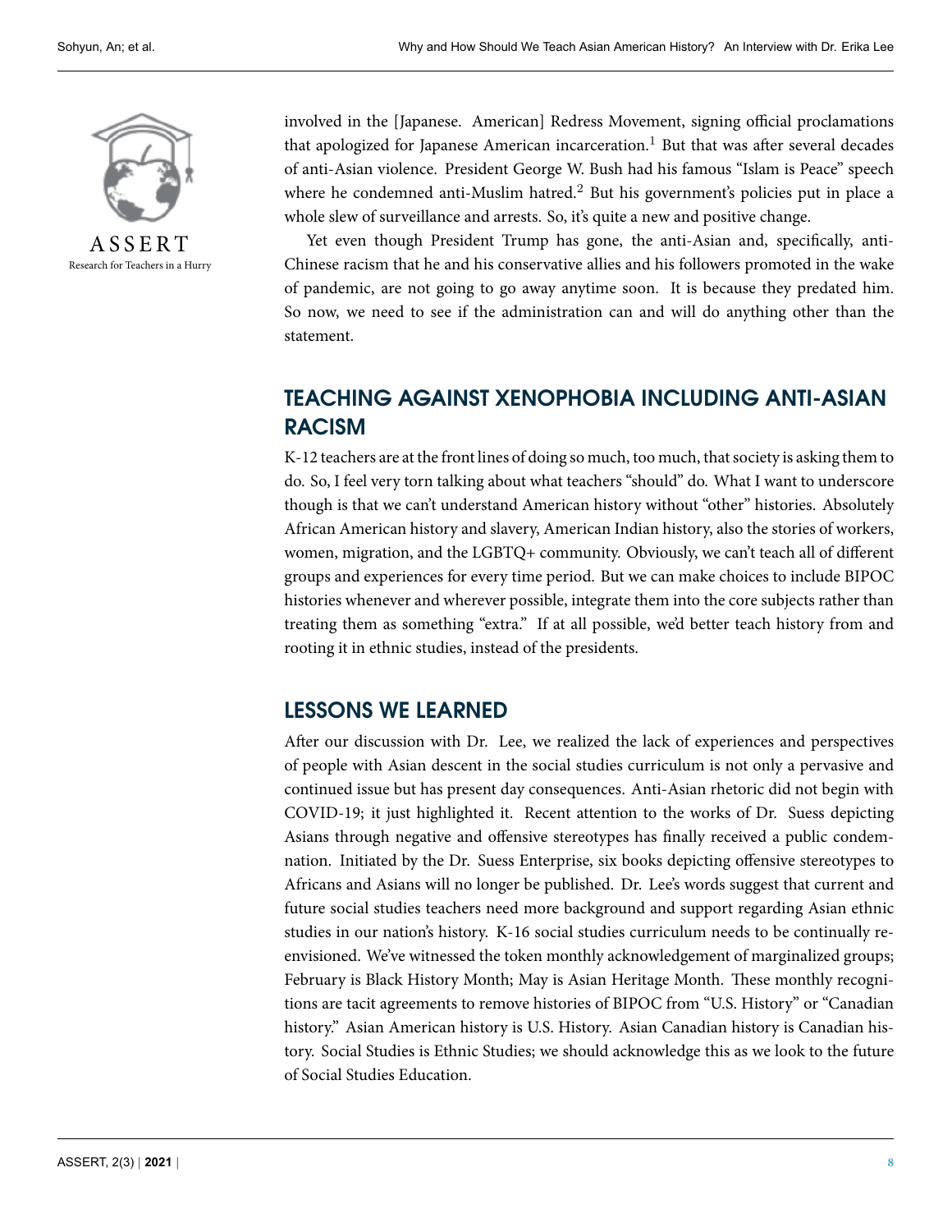involved in the [Japanese. American] Redress Movement, signing official proclamations that apologized for Japanese American incarceration.[1] But that was after several decades of anti-Asian violence. President George W. Bush had his famous "Islam is Peace" speech where he condemned anti-Muslim hatred.[2] But his government's policies put in place a whole slew of surveillance and arrests. So, it's quite a new and positive change.

Yet even though President Trump has gone, the anti-Asian and, specifically, anti-Chinese racism that he and his conservative allies and his followers promoted in the wake of pandemic, are not going to go away anytime soon. It is because they predated him. So now, we need to see if the administration can and will do anything other than the statement.

## TEACHING AGAINST XENOPHOBIA INCLUDING ANTI-ASIAN RACISM

K-12 teachers are at the front lines of doing so much, too much, that society is asking them to do. So, I feel very torn talking about what teachers "should" do. What I want to underscore though is that we can't understand American history without "other" histories. Absolutely African American history and slavery, American Indian history, also the stories of workers, women, migration, and the LGBTQ+ community. Obviously, we can't teach all of different groups and experiences for every time period. But we can make choices to include BIPOC histories whenever and wherever possible, integrate them into the core subjects rather than treating them as something "extra." If at all possible, we'd better teach history from and rooting it in ethnic studies, instead of the presidents.

## LESSONS WE LEARNED

After our discussion with Dr. Lee, we realized the lack of experiences and perspectives of people with Asian descent in the social studies curriculum is not only a pervasive and continued issue but has present day consequences. Anti-Asian rhetoric did not begin with COVID-19; it just highlighted it. Recent attention to the works of Dr. Suess depicting Asians through negative and offensive stereotypes has finally received a public condemnation. Initiated by the Dr. Suess Enterprise, six books depicting offensive stereotypes to Africans and Asians will no longer be published. Dr. Lee's words suggest that current and future social studies teachers need more background and support regarding Asian ethnic studies in our nation's history. K-16 social studies curriculum needs to be continually re-envisioned. We've witnessed the token monthly acknowledgement of marginalized groups; February is Black History Month; May is Asian Heritage Month. These monthly recognitions are tacit agreements to remove histories of BIPOC from "U.S. History" or "Canadian history." Asian American history is U.S. History. Asian Canadian history is Canadian history. Social Studies is Ethnic Studies; we should acknowledge this as we look to the future of Social Studies Education.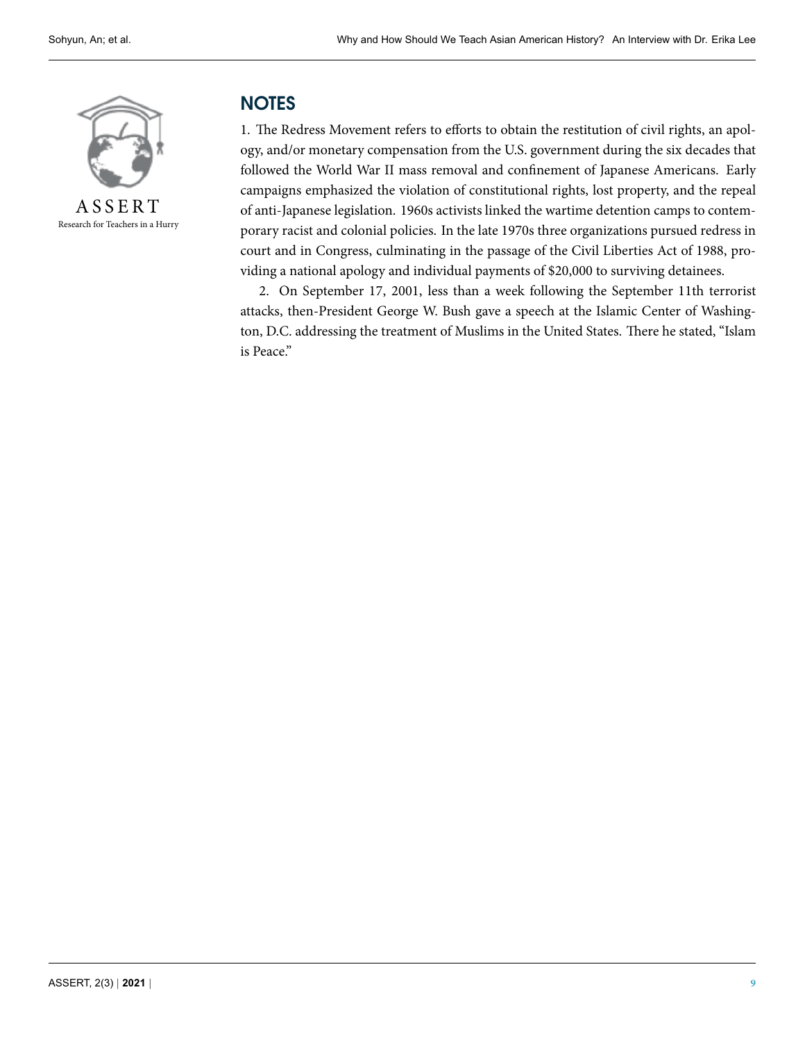## NOTES

1. The Redress Movement refers to efforts to obtain the restitution of civil rights, an apology, and/or monetary compensation from the U.S. government during the six decades that followed the World War II mass removal and confinement of Japanese Americans. Early campaigns emphasized the violation of constitutional rights, lost property, and the repeal of anti-Japanese legislation. 1960s activists linked the wartime detention camps to contemporary racist and colonial policies. In the late 1970s three organizations pursued redress in court and in Congress, culminating in the passage of the Civil Liberties Act of 1988, providing a national apology and individual payments of $20,000 to surviving detainees.

2. On September 17, 2001, less than a week following the September 11th terrorist attacks, then-President George W. Bush gave a speech at the Islamic Center of Washington, D.C. addressing the treatment of Muslims in the United States. There he stated, "Islam is Peace."